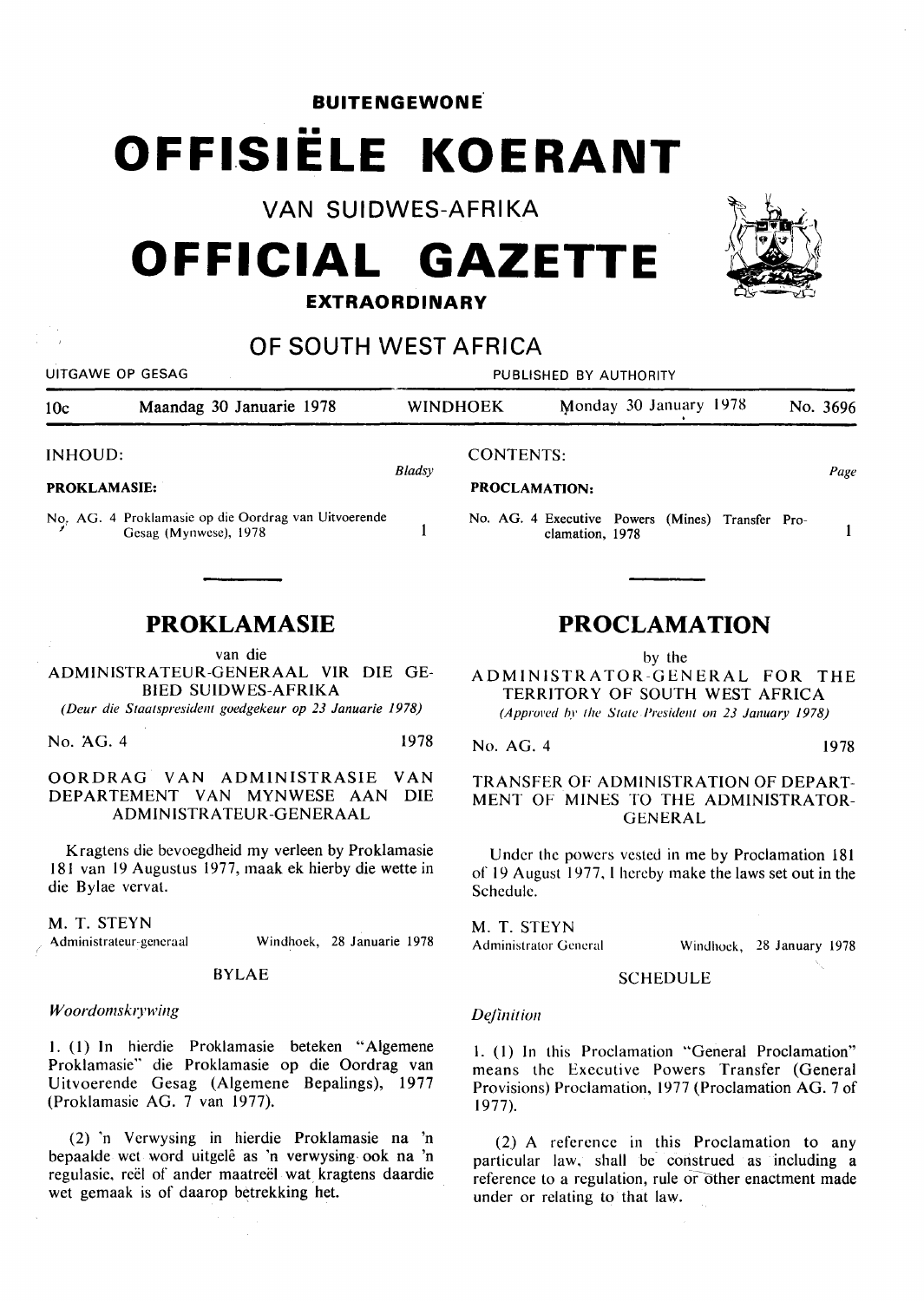**BUITENGEWONE**

# OFFISIËLE KOERANT

VAN SUIDWES-AFRIKA

# OFFICIAL GAZETTE

**EXTRAORDINARY**

## OF SOUTH WEST AFRICA

UITGAWE OP GESAG — PUBLISHED BY AUTHORITY

10c — Maandag 30 Januarie 1978 — WINDHOEK — Monday 30 January 1978 — No. 3696

INHOUD:

**PROKLAMASIE:** *Bladsy*

No. AG. 4 Proklamasie op die Oordrag van Uitvoerende Gesag (Mynwese), 1978 — 1

CONTENTS:

**PROCLAMATION:** *Page*

No. AG. 4 Executive Powers (Mines) Transfer Proclamation, 1978 — 1

## PROKLAMASIE

van die

ADMINISTRATEUR-GENERAAL VIR DIE GEBIED SUIDWES-AFRIKA

*(Deur die Staatspresident goedgekeur op 23 Januarie 1978)*

No. AG. 4 — 1978

OORDRAG VAN ADMINISTRASIE VAN DEPARTEMENT VAN MYNWESE AAN DIE ADMINISTRATEUR-GENERAAL

Kragtens die bevoegdheid my verleen by Proklamasie 181 van 19 Augustus 1977, maak ek hierby die wette in die Bylae vervat.

M. T. STEYN
Administrateur-generaal — Windhoek, 28 Januarie 1978

BYLAE

*Woordomskrywing*

1. (1) In hierdie Proklamasie beteken "Algemene Proklamasie" die Proklamasie op die Oordrag van Uitvoerende Gesag (Algemene Bepalings), 1977 (Proklamasie AG. 7 van 1977).

(2) 'n Verwysing in hierdie Proklamasie na 'n bepaalde wet word uitgelê as 'n verwysing ook na 'n regulasie, reël of ander maatreël wat kragtens daardie wet gemaak is of daarop betrekking het.

## PROCLAMATION

by the

ADMINISTRATOR-GENERAL FOR THE TERRITORY OF SOUTH WEST AFRICA

*(Approved by the State President on 23 January 1978)*

No. AG. 4 — 1978

TRANSFER OF ADMINISTRATION OF DEPARTMENT OF MINES TO THE ADMINISTRATOR-GENERAL

Under the powers vested in me by Proclamation 181 of 19 August 1977, I hereby make the laws set out in the Schedule.

M. T. STEYN
Administrator General — Windhoek, 28 January 1978

SCHEDULE

*Definition*

1. (1) In this Proclamation "General Proclamation" means the Executive Powers Transfer (General Provisions) Proclamation, 1977 (Proclamation AG. 7 of 1977).

(2) A reference in this Proclamation to any particular law, shall be construed as including a reference to a regulation, rule or other enactment made under or relating to that law.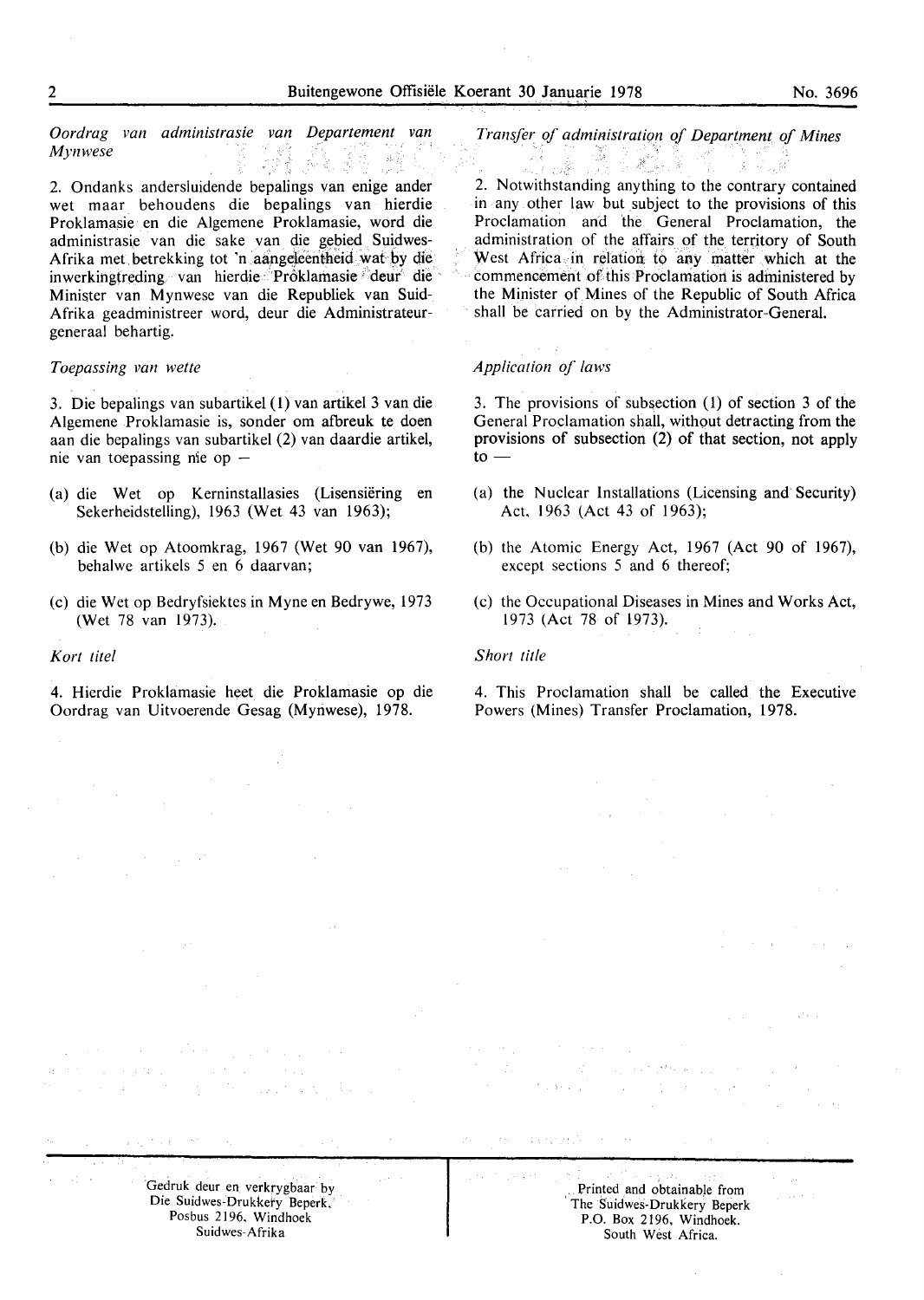*Oordrag van administrasie van Departement van Mynwese*

2. Ondanks andersluidende bepalings van enige ander wet maar behoudens die bepalings van hierdie Proklamasie en die Algemene Proklamasie, word die administrasie van die sake van die gebied Suidwes-Afrika met betrekking tot 'n aangeleentheid wat by die inwerkingtreding van hierdie Proklamasie deur die Minister van Mynwese van die Republiek van Suid-Afrika geadministreer word, deur die Administrateur-generaal behartig.

*Toepassing van wette*

3. Die bepalings van subartikel (1) van artikel 3 van die Algemene Proklamasie is, sonder om afbreuk te doen aan die bepalings van subartikel (2) van daardie artikel, nie van toepassing nie op —

(a) die Wet op Kerninstallasies (Lisensiëring en Sekerheidstelling), 1963 (Wet 43 van 1963);

(b) die Wet op Atoomkrag, 1967 (Wet 90 van 1967), behalwe artikels 5 en 6 daarvan;

(c) die Wet op Bedryfsiektes in Myne en Bedrywe, 1973 (Wet 78 van 1973).

*Kort titel*

4. Hierdie Proklamasie heet die Proklamasie op die Oordrag van Uitvoerende Gesag (Mynwese), 1978.

*Transfer of administration of Department of Mines*

2. Notwithstanding anything to the contrary contained in any other law but subject to the provisions of this Proclamation and the General Proclamation, the administration of the affairs of the territory of South West Africa in relation to any matter which at the commencement of this Proclamation is administered by the Minister of Mines of the Republic of South Africa shall be carried on by the Administrator-General.

*Application of laws*

3. The provisions of subsection (1) of section 3 of the General Proclamation shall, without detracting from the provisions of subsection (2) of that section, not apply to —

(a) the Nuclear Installations (Licensing and Security) Act, 1963 (Act 43 of 1963);

(b) the Atomic Energy Act, 1967 (Act 90 of 1967), except sections 5 and 6 thereof;

(c) the Occupational Diseases in Mines and Works Act, 1973 (Act 78 of 1973).

*Short title*

4. This Proclamation shall be called the Executive Powers (Mines) Transfer Proclamation, 1978.

Gedruk deur en verkrygbaar by Die Suidwes-Drukkery Beperk, Posbus 2196, Windhoek Suidwes-Afrika

Printed and obtainable from The Suidwes-Drukkery Beperk P.O. Box 2196, Windhoek. South West Africa.